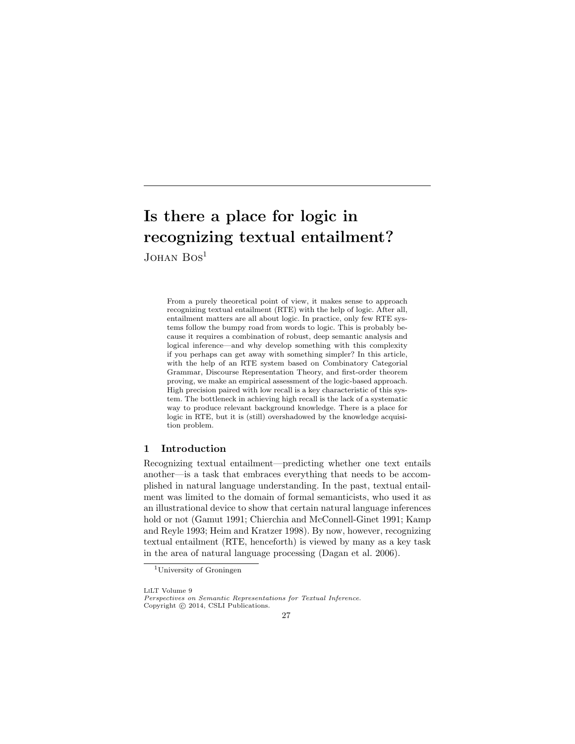# Is there a place for logic in recognizing textual entailment?

Johan Bos[1]

From a purely theoretical point of view, it makes sense to approach recognizing textual entailment (RTE) with the help of logic. After all, entailment matters are all about logic. In practice, only few RTE systems follow the bumpy road from words to logic. This is probably because it requires a combination of robust, deep semantic analysis and logical inference—and why develop something with this complexity if you perhaps can get away with something simpler? In this article, with the help of an RTE system based on Combinatory Categorial Grammar, Discourse Representation Theory, and first-order theorem proving, we make an empirical assessment of the logic-based approach. High precision paired with low recall is a key characteristic of this system. The bottleneck in achieving high recall is the lack of a systematic way to produce relevant background knowledge. There is a place for logic in RTE, but it is (still) overshadowed by the knowledge acquisition problem.

## 1 Introduction

Recognizing textual entailment—predicting whether one text entails another—is a task that embraces everything that needs to be accomplished in natural language understanding. In the past, textual entailment was limited to the domain of formal semanticists, who used it as an illustrational device to show that certain natural language inferences hold or not (Gamut 1991; Chierchia and McConnell-Ginet 1991; Kamp and Reyle 1993; Heim and Kratzer 1998). By now, however, recognizing textual entailment (RTE, henceforth) is viewed by many as a key task in the area of natural language processing (Dagan et al. 2006).

[1] University of Groningen

LiLT Volume 9
*Perspectives on Semantic Representations for Textual Inference.*
Copyright © 2014, CSLI Publications.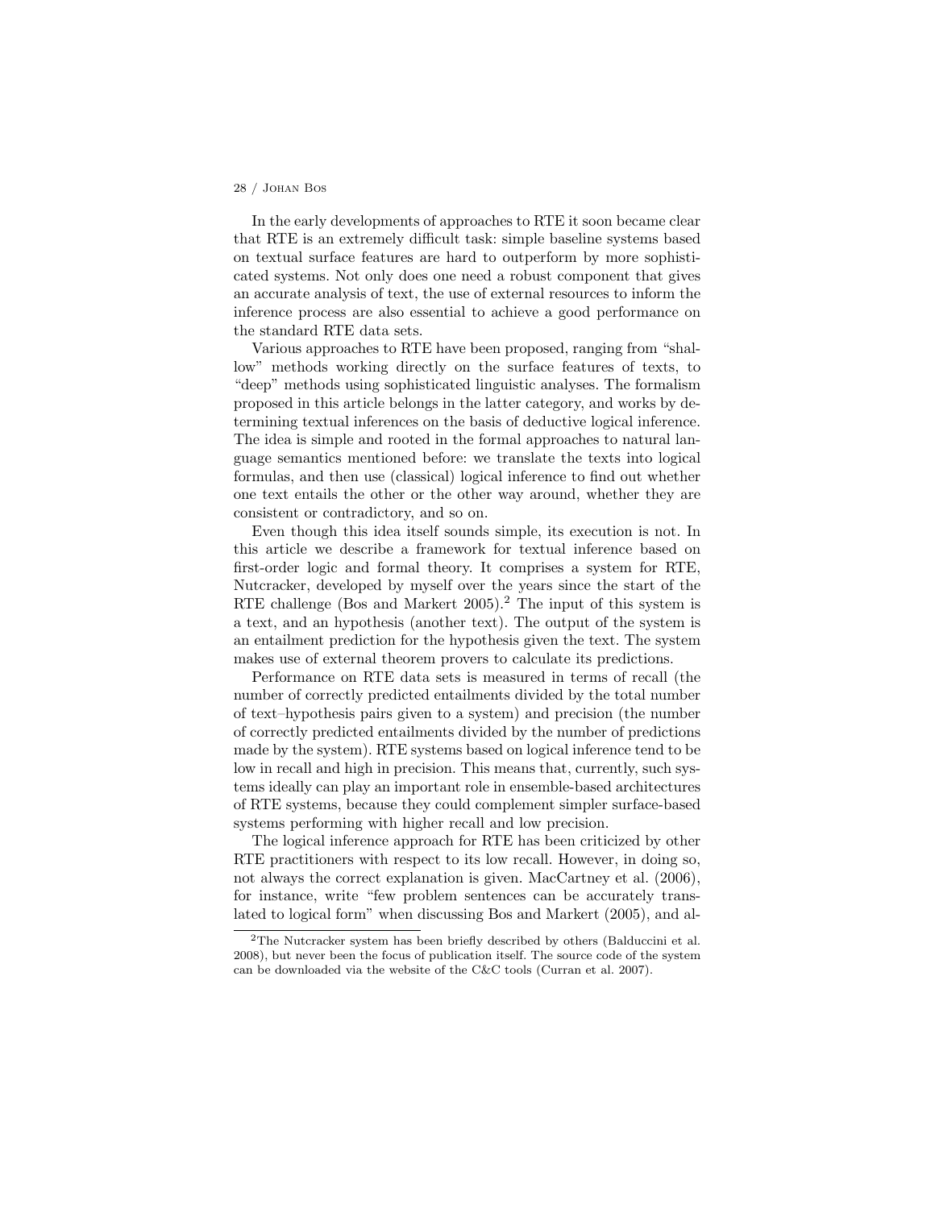In the early developments of approaches to RTE it soon became clear that RTE is an extremely difficult task: simple baseline systems based on textual surface features are hard to outperform by more sophisticated systems. Not only does one need a robust component that gives an accurate analysis of text, the use of external resources to inform the inference process are also essential to achieve a good performance on the standard RTE data sets.

Various approaches to RTE have been proposed, ranging from "shallow" methods working directly on the surface features of texts, to "deep" methods using sophisticated linguistic analyses. The formalism proposed in this article belongs in the latter category, and works by determining textual inferences on the basis of deductive logical inference. The idea is simple and rooted in the formal approaches to natural language semantics mentioned before: we translate the texts into logical formulas, and then use (classical) logical inference to find out whether one text entails the other or the other way around, whether they are consistent or contradictory, and so on.

Even though this idea itself sounds simple, its execution is not. In this article we describe a framework for textual inference based on first-order logic and formal theory. It comprises a system for RTE, Nutcracker, developed by myself over the years since the start of the RTE challenge (Bos and Markert 2005).[2] The input of this system is a text, and an hypothesis (another text). The output of the system is an entailment prediction for the hypothesis given the text. The system makes use of external theorem provers to calculate its predictions.

Performance on RTE data sets is measured in terms of recall (the number of correctly predicted entailments divided by the total number of text–hypothesis pairs given to a system) and precision (the number of correctly predicted entailments divided by the number of predictions made by the system). RTE systems based on logical inference tend to be low in recall and high in precision. This means that, currently, such systems ideally can play an important role in ensemble-based architectures of RTE systems, because they could complement simpler surface-based systems performing with higher recall and low precision.

The logical inference approach for RTE has been criticized by other RTE practitioners with respect to its low recall. However, in doing so, not always the correct explanation is given. MacCartney et al. (2006), for instance, write "few problem sentences can be accurately translated to logical form" when discussing Bos and Markert (2005), and al-

[2] The Nutcracker system has been briefly described by others (Balduccini et al. 2008), but never been the focus of publication itself. The source code of the system can be downloaded via the website of the C&C tools (Curran et al. 2007).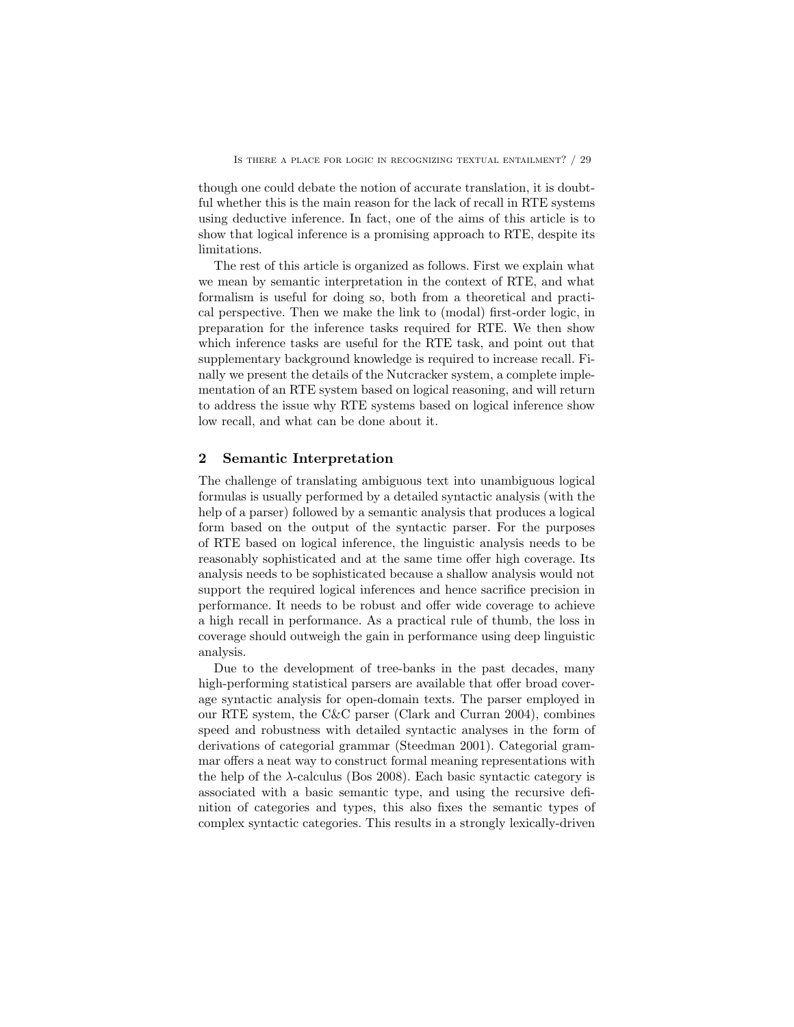though one could debate the notion of accurate translation, it is doubtful whether this is the main reason for the lack of recall in RTE systems using deductive inference. In fact, one of the aims of this article is to show that logical inference is a promising approach to RTE, despite its limitations.

The rest of this article is organized as follows. First we explain what we mean by semantic interpretation in the context of RTE, and what formalism is useful for doing so, both from a theoretical and practical perspective. Then we make the link to (modal) first-order logic, in preparation for the inference tasks required for RTE. We then show which inference tasks are useful for the RTE task, and point out that supplementary background knowledge is required to increase recall. Finally we present the details of the Nutcracker system, a complete implementation of an RTE system based on logical reasoning, and will return to address the issue why RTE systems based on logical inference show low recall, and what can be done about it.

## 2 Semantic Interpretation

The challenge of translating ambiguous text into unambiguous logical formulas is usually performed by a detailed syntactic analysis (with the help of a parser) followed by a semantic analysis that produces a logical form based on the output of the syntactic parser. For the purposes of RTE based on logical inference, the linguistic analysis needs to be reasonably sophisticated and at the same time offer high coverage. Its analysis needs to be sophisticated because a shallow analysis would not support the required logical inferences and hence sacrifice precision in performance. It needs to be robust and offer wide coverage to achieve a high recall in performance. As a practical rule of thumb, the loss in coverage should outweigh the gain in performance using deep linguistic analysis.

Due to the development of tree-banks in the past decades, many high-performing statistical parsers are available that offer broad coverage syntactic analysis for open-domain texts. The parser employed in our RTE system, the C&C parser (Clark and Curran 2004), combines speed and robustness with detailed syntactic analyses in the form of derivations of categorial grammar (Steedman 2001). Categorial grammar offers a neat way to construct formal meaning representations with the help of the $\lambda$-calculus (Bos 2008). Each basic syntactic category is associated with a basic semantic type, and using the recursive definition of categories and types, this also fixes the semantic types of complex syntactic categories. This results in a strongly lexically-driven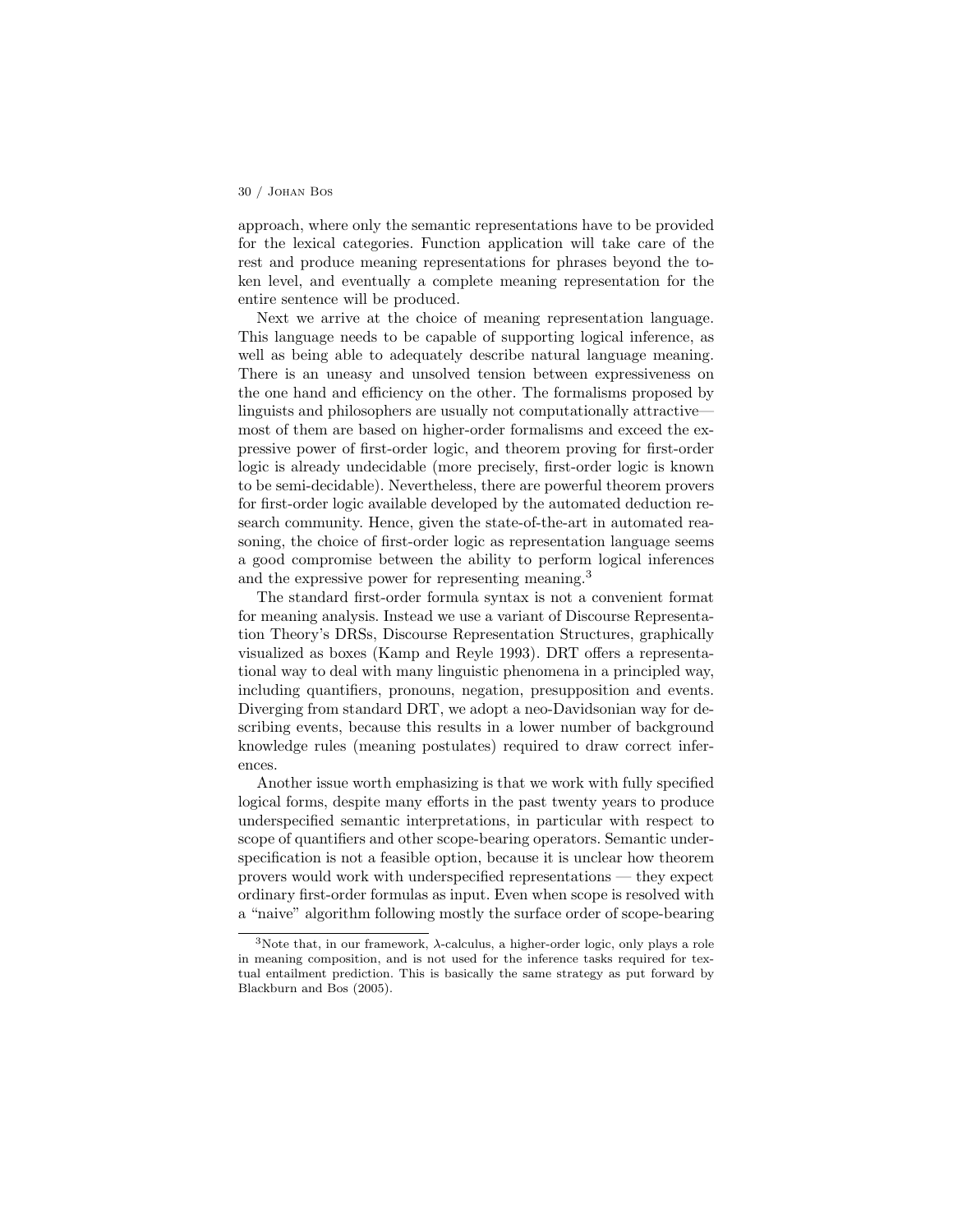approach, where only the semantic representations have to be provided for the lexical categories. Function application will take care of the rest and produce meaning representations for phrases beyond the token level, and eventually a complete meaning representation for the entire sentence will be produced.

Next we arrive at the choice of meaning representation language. This language needs to be capable of supporting logical inference, as well as being able to adequately describe natural language meaning. There is an uneasy and unsolved tension between expressiveness on the one hand and efficiency on the other. The formalisms proposed by linguists and philosophers are usually not computationally attractive—most of them are based on higher-order formalisms and exceed the expressive power of first-order logic, and theorem proving for first-order logic is already undecidable (more precisely, first-order logic is known to be semi-decidable). Nevertheless, there are powerful theorem provers for first-order logic available developed by the automated deduction research community. Hence, given the state-of-the-art in automated reasoning, the choice of first-order logic as representation language seems a good compromise between the ability to perform logical inferences and the expressive power for representing meaning.[3]

The standard first-order formula syntax is not a convenient format for meaning analysis. Instead we use a variant of Discourse Representation Theory's DRSs, Discourse Representation Structures, graphically visualized as boxes (Kamp and Reyle 1993). DRT offers a representational way to deal with many linguistic phenomena in a principled way, including quantifiers, pronouns, negation, presupposition and events. Diverging from standard DRT, we adopt a neo-Davidsonian way for describing events, because this results in a lower number of background knowledge rules (meaning postulates) required to draw correct inferences.

Another issue worth emphasizing is that we work with fully specified logical forms, despite many efforts in the past twenty years to produce underspecified semantic interpretations, in particular with respect to scope of quantifiers and other scope-bearing operators. Semantic underspecification is not a feasible option, because it is unclear how theorem provers would work with underspecified representations — they expect ordinary first-order formulas as input. Even when scope is resolved with a "naive" algorithm following mostly the surface order of scope-bearing

[3] Note that, in our framework, $\lambda$-calculus, a higher-order logic, only plays a role in meaning composition, and is not used for the inference tasks required for textual entailment prediction. This is basically the same strategy as put forward by Blackburn and Bos (2005).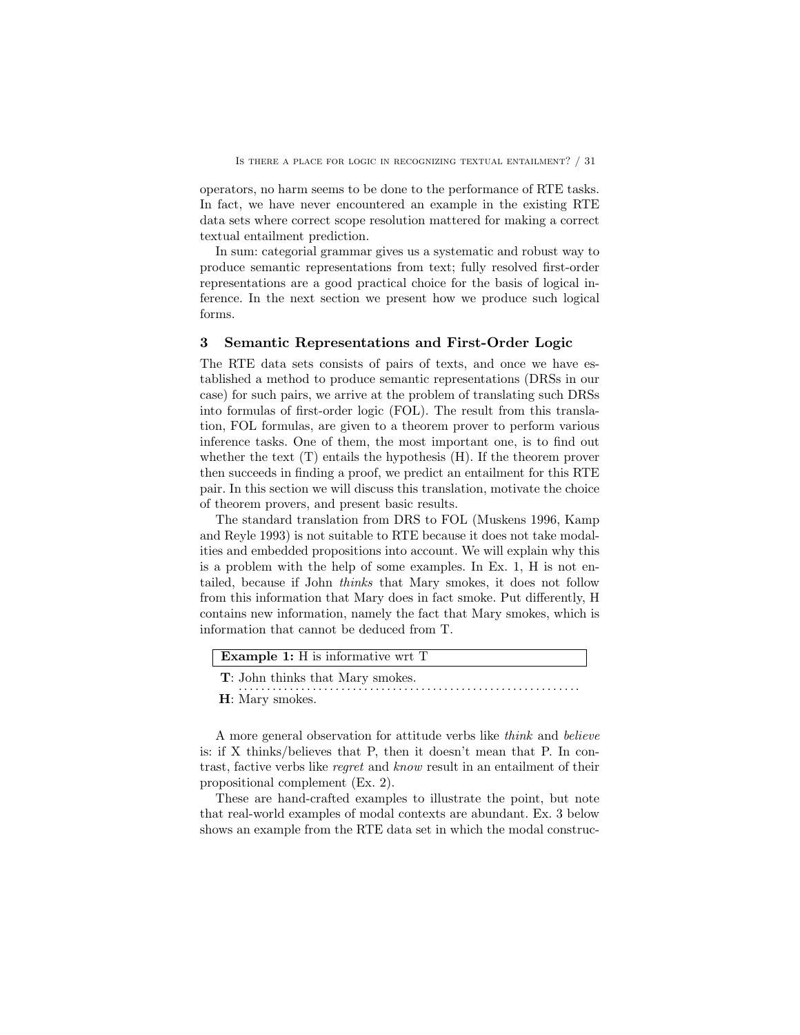operators, no harm seems to be done to the performance of RTE tasks. In fact, we have never encountered an example in the existing RTE data sets where correct scope resolution mattered for making a correct textual entailment prediction.

In sum: categorial grammar gives us a systematic and robust way to produce semantic representations from text; fully resolved first-order representations are a good practical choice for the basis of logical inference. In the next section we present how we produce such logical forms.

## 3 Semantic Representations and First-Order Logic

The RTE data sets consists of pairs of texts, and once we have established a method to produce semantic representations (DRSs in our case) for such pairs, we arrive at the problem of translating such DRSs into formulas of first-order logic (FOL). The result from this translation, FOL formulas, are given to a theorem prover to perform various inference tasks. One of them, the most important one, is to find out whether the text (T) entails the hypothesis (H). If the theorem prover then succeeds in finding a proof, we predict an entailment for this RTE pair. In this section we will discuss this translation, motivate the choice of theorem provers, and present basic results.

The standard translation from DRS to FOL (Muskens 1996, Kamp and Reyle 1993) is not suitable to RTE because it does not take modalities and embedded propositions into account. We will explain why this is a problem with the help of some examples. In Ex. 1, H is not entailed, because if John *thinks* that Mary smokes, it does not follow from this information that Mary does in fact smoke. Put differently, H contains new information, namely the fact that Mary smokes, which is information that cannot be deduced from T.

**Example 1:** H is informative wrt T

**T**: John thinks that Mary smokes.

**H**: Mary smokes.

A more general observation for attitude verbs like *think* and *believe* is: if X thinks/believes that P, then it doesn't mean that P. In contrast, factive verbs like *regret* and *know* result in an entailment of their propositional complement (Ex. 2).

These are hand-crafted examples to illustrate the point, but note that real-world examples of modal contexts are abundant. Ex. 3 below shows an example from the RTE data set in which the modal construc-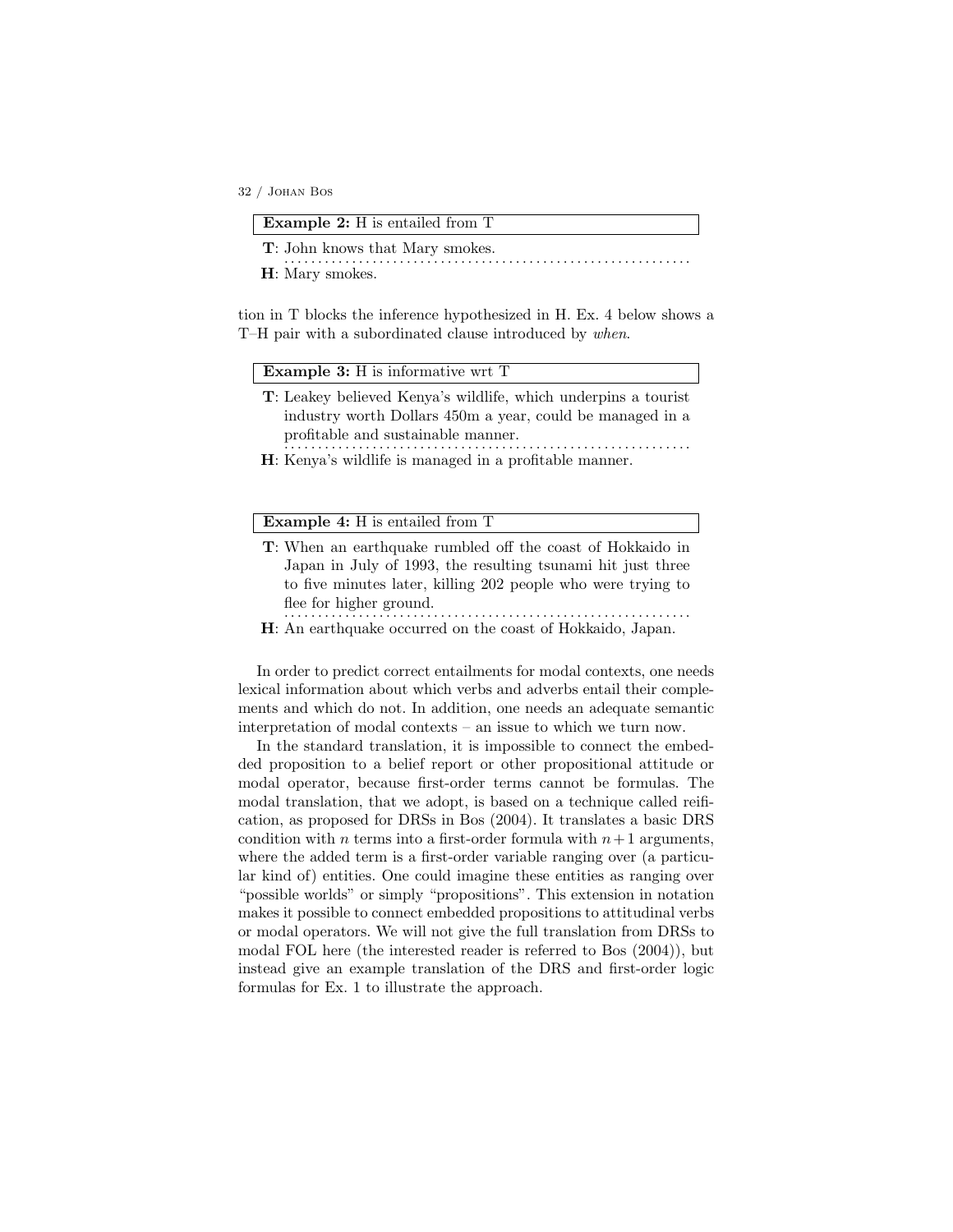**Example 2:** H is entailed from T

**T**: John knows that Mary smokes.

**H**: Mary smokes.

tion in T blocks the inference hypothesized in H. Ex. 4 below shows a T–H pair with a subordinated clause introduced by *when*.

**Example 3:** H is informative wrt T

**T**: Leakey believed Kenya's wildlife, which underpins a tourist industry worth Dollars 450m a year, could be managed in a profitable and sustainable manner.

**H**: Kenya's wildlife is managed in a profitable manner.

**Example 4:** H is entailed from T

**T**: When an earthquake rumbled off the coast of Hokkaido in Japan in July of 1993, the resulting tsunami hit just three to five minutes later, killing 202 people who were trying to flee for higher ground.

**H**: An earthquake occurred on the coast of Hokkaido, Japan.

In order to predict correct entailments for modal contexts, one needs lexical information about which verbs and adverbs entail their complements and which do not. In addition, one needs an adequate semantic interpretation of modal contexts – an issue to which we turn now.

In the standard translation, it is impossible to connect the embedded proposition to a belief report or other propositional attitude or modal operator, because first-order terms cannot be formulas. The modal translation, that we adopt, is based on a technique called reification, as proposed for DRSs in Bos (2004). It translates a basic DRS condition with $n$ terms into a first-order formula with $n+1$ arguments, where the added term is a first-order variable ranging over (a particular kind of) entities. One could imagine these entities as ranging over "possible worlds" or simply "propositions". This extension in notation makes it possible to connect embedded propositions to attitudinal verbs or modal operators. We will not give the full translation from DRSs to modal FOL here (the interested reader is referred to Bos (2004)), but instead give an example translation of the DRS and first-order logic formulas for Ex. 1 to illustrate the approach.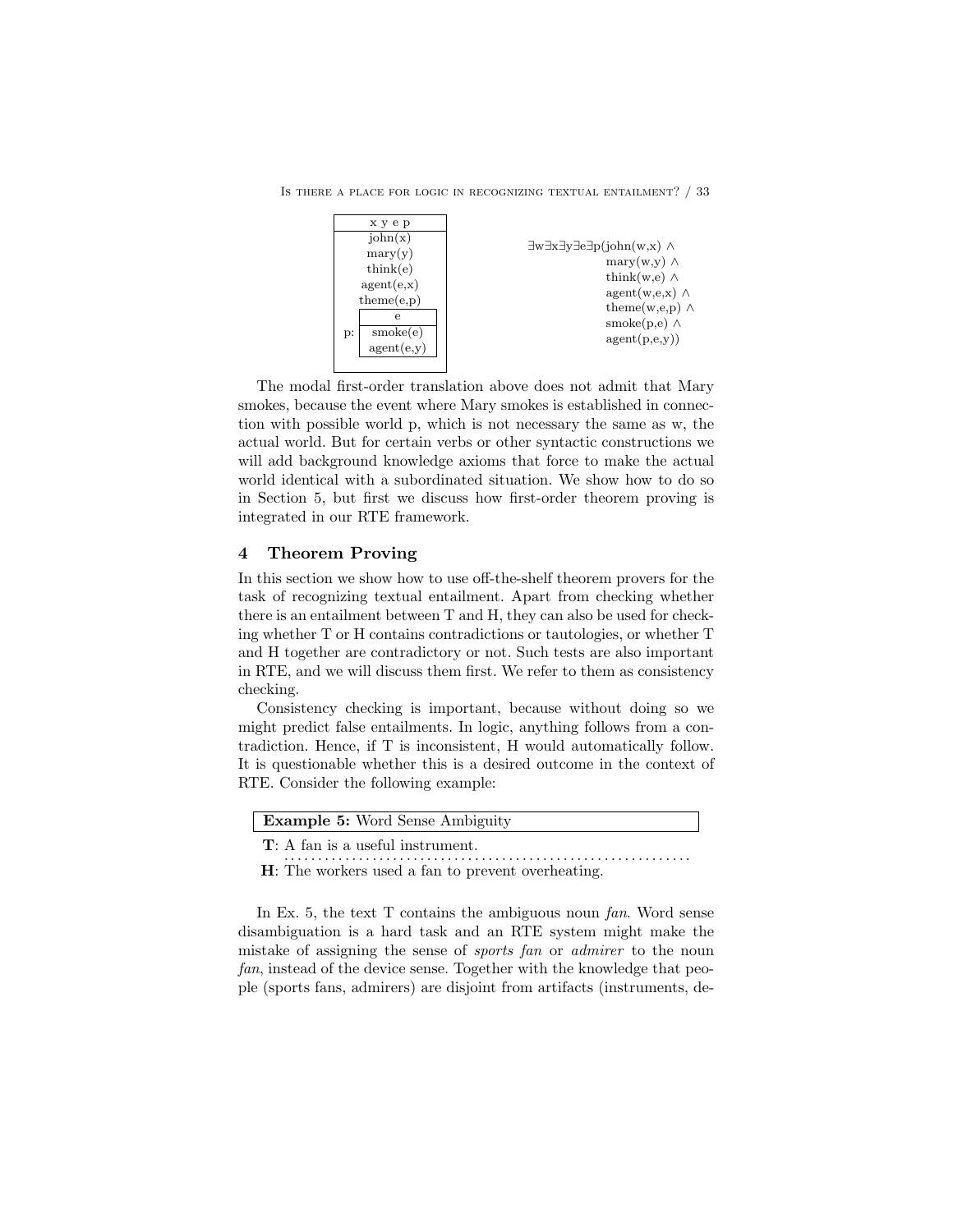| x y e p |
| --- |
| john(x)<br>mary(y)<br>think(e)<br>agent(e,x)<br>theme(e,p)<br>p: [ e \| smoke(e), agent(e,y) ] |

$$\exists w \exists x \exists y \exists e \exists p(\text{john}(w,x) \wedge \text{mary}(w,y) \wedge \text{think}(w,e) \wedge \text{agent}(w,e,x) \wedge \text{theme}(w,e,p) \wedge \text{smoke}(p,e) \wedge \text{agent}(p,e,y))$$

The modal first-order translation above does not admit that Mary smokes, because the event where Mary smokes is established in connection with possible world p, which is not necessary the same as w, the actual world. But for certain verbs or other syntactic constructions we will add background knowledge axioms that force to make the actual world identical with a subordinated situation. We show how to do so in Section 5, but first we discuss how first-order theorem proving is integrated in our RTE framework.

## 4 Theorem Proving

In this section we show how to use off-the-shelf theorem provers for the task of recognizing textual entailment. Apart from checking whether there is an entailment between T and H, they can also be used for checking whether T or H contains contradictions or tautologies, or whether T and H together are contradictory or not. Such tests are also important in RTE, and we will discuss them first. We refer to them as consistency checking.

Consistency checking is important, because without doing so we might predict false entailments. In logic, anything follows from a contradiction. Hence, if T is inconsistent, H would automatically follow. It is questionable whether this is a desired outcome in the context of RTE. Consider the following example:

**Example 5:** Word Sense Ambiguity

**T**: A fan is a useful instrument.

**H**: The workers used a fan to prevent overheating.

In Ex. 5, the text T contains the ambiguous noun *fan*. Word sense disambiguation is a hard task and an RTE system might make the mistake of assigning the sense of *sports fan* or *admirer* to the noun *fan*, instead of the device sense. Together with the knowledge that people (sports fans, admirers) are disjoint from artifacts (instruments, de-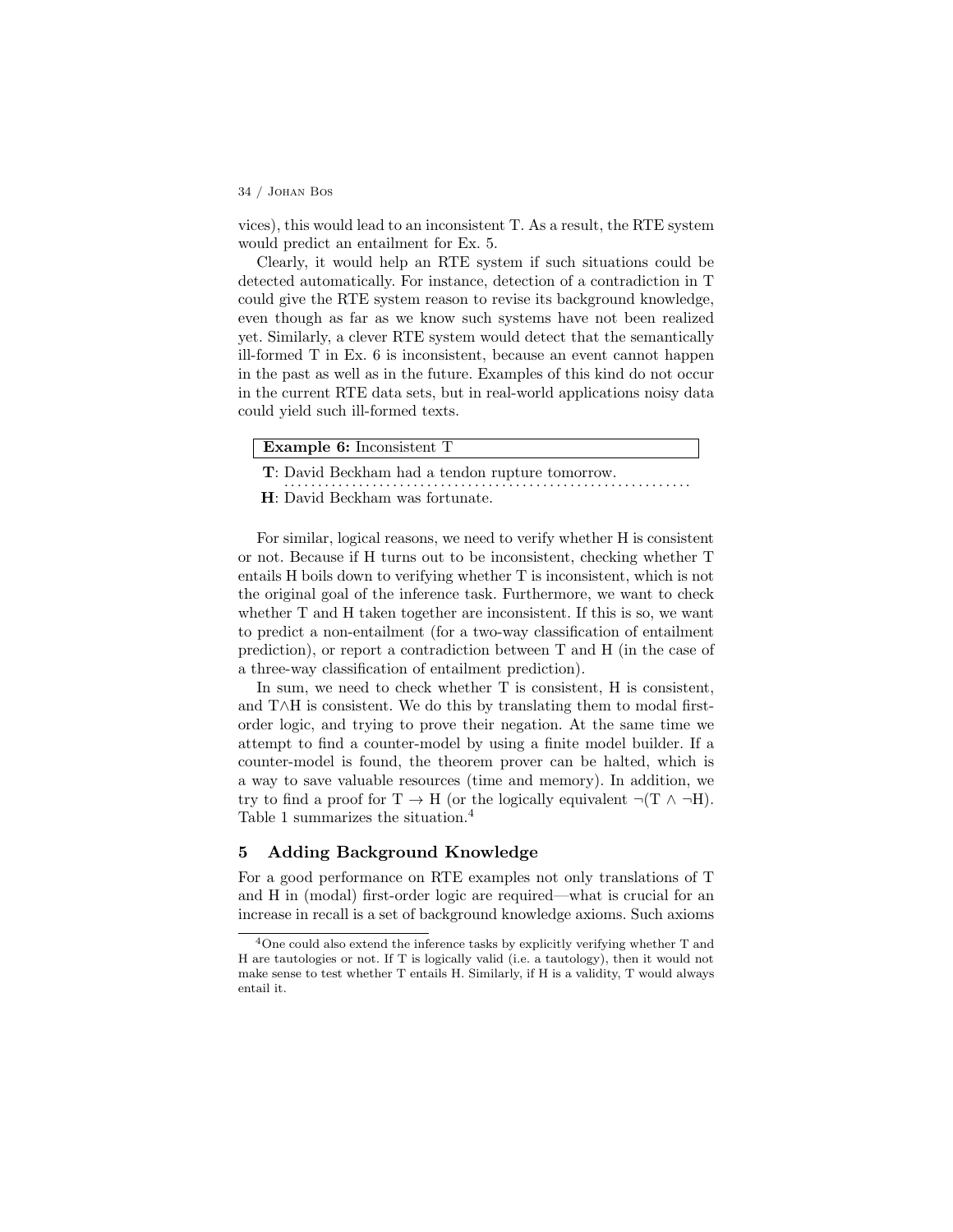vices), this would lead to an inconsistent T. As a result, the RTE system would predict an entailment for Ex. 5.

Clearly, it would help an RTE system if such situations could be detected automatically. For instance, detection of a contradiction in T could give the RTE system reason to revise its background knowledge, even though as far as we know such systems have not been realized yet. Similarly, a clever RTE system would detect that the semantically ill-formed T in Ex. 6 is inconsistent, because an event cannot happen in the past as well as in the future. Examples of this kind do not occur in the current RTE data sets, but in real-world applications noisy data could yield such ill-formed texts.

**Example 6:** Inconsistent T

**T**: David Beckham had a tendon rupture tomorrow.

**H**: David Beckham was fortunate.

For similar, logical reasons, we need to verify whether H is consistent or not. Because if H turns out to be inconsistent, checking whether T entails H boils down to verifying whether T is inconsistent, which is not the original goal of the inference task. Furthermore, we want to check whether T and H taken together are inconsistent. If this is so, we want to predict a non-entailment (for a two-way classification of entailment prediction), or report a contradiction between T and H (in the case of a three-way classification of entailment prediction).

In sum, we need to check whether T is consistent, H is consistent, and T$\wedge$H is consistent. We do this by translating them to modal first-order logic, and trying to prove their negation. At the same time we attempt to find a counter-model by using a finite model builder. If a counter-model is found, the theorem prover can be halted, which is a way to save valuable resources (time and memory). In addition, we try to find a proof for T $\rightarrow$ H (or the logically equivalent $\neg$(T $\wedge$ $\neg$H). Table 1 summarizes the situation.[4]

## 5 Adding Background Knowledge

For a good performance on RTE examples not only translations of T and H in (modal) first-order logic are required—what is crucial for an increase in recall is a set of background knowledge axioms. Such axioms

[4] One could also extend the inference tasks by explicitly verifying whether T and H are tautologies or not. If T is logically valid (i.e. a tautology), then it would not make sense to test whether T entails H. Similarly, if H is a validity, T would always entail it.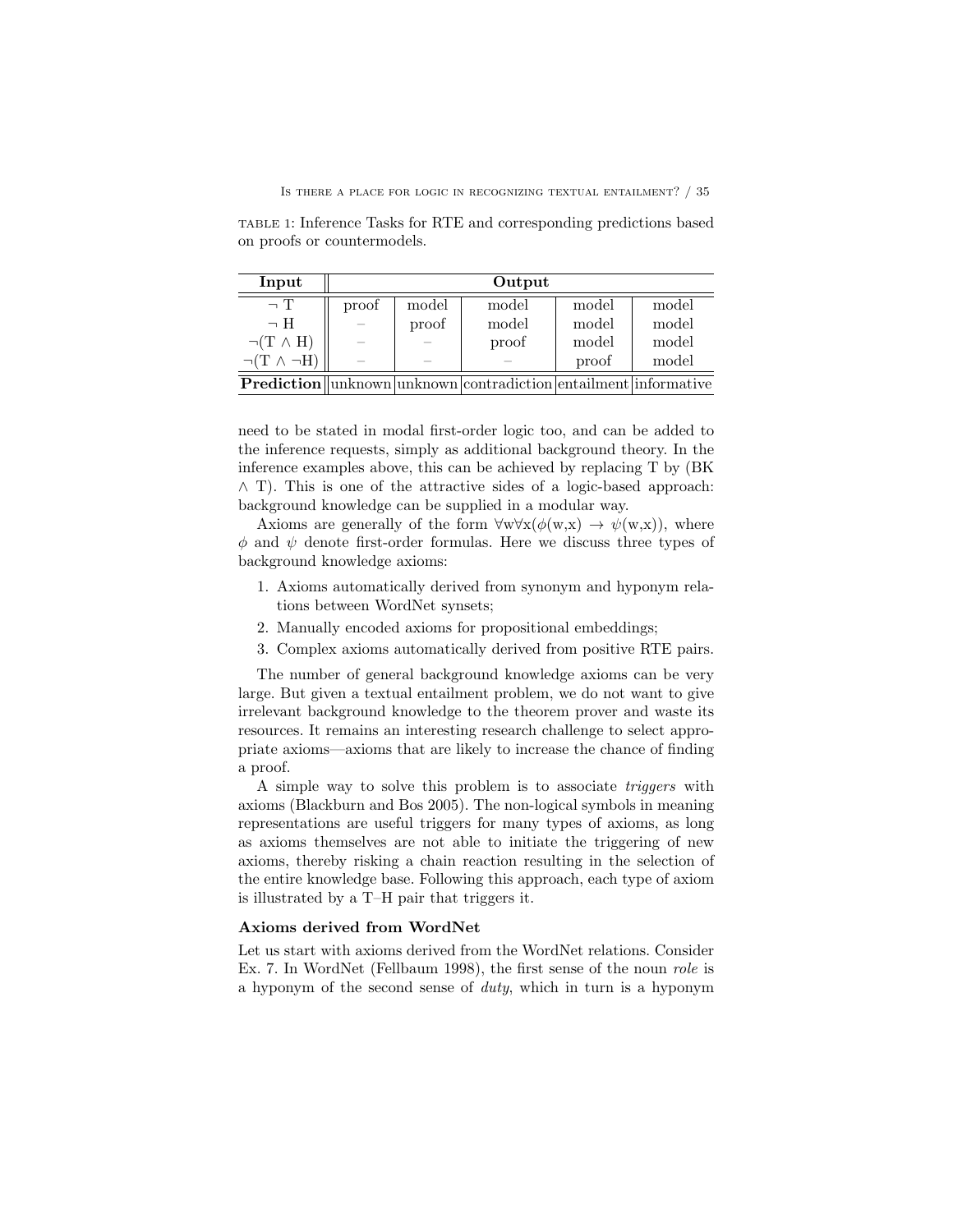TABLE 1: Inference Tasks for RTE and corresponding predictions based on proofs or countermodels.

| Input | Output | | | | |
|---|---|---|---|---|---|
| $\neg$ T | proof | model | model | model | model |
| $\neg$ H | – | proof | model | model | model |
| $\neg$(T $\wedge$ H) | – | – | proof | model | model |
| $\neg$(T $\wedge$ $\neg$H) | – | – | – | proof | model |
| **Prediction** | unknown | unknown | contradiction | entailment | informative |

need to be stated in modal first-order logic too, and can be added to the inference requests, simply as additional background theory. In the inference examples above, this can be achieved by replacing T by (BK $\wedge$ T). This is one of the attractive sides of a logic-based approach: background knowledge can be supplied in a modular way.

Axioms are generally of the form $\forall$w$\forall$x($\phi$(w,x) $\rightarrow$ $\psi$(w,x)), where $\phi$ and $\psi$ denote first-order formulas. Here we discuss three types of background knowledge axioms:

1. Axioms automatically derived from synonym and hyponym relations between WordNet synsets;
2. Manually encoded axioms for propositional embeddings;
3. Complex axioms automatically derived from positive RTE pairs.

The number of general background knowledge axioms can be very large. But given a textual entailment problem, we do not want to give irrelevant background knowledge to the theorem prover and waste its resources. It remains an interesting research challenge to select appropriate axioms—axioms that are likely to increase the chance of finding a proof.

A simple way to solve this problem is to associate *triggers* with axioms (Blackburn and Bos 2005). The non-logical symbols in meaning representations are useful triggers for many types of axioms, as long as axioms themselves are not able to initiate the triggering of new axioms, thereby risking a chain reaction resulting in the selection of the entire knowledge base. Following this approach, each type of axiom is illustrated by a T–H pair that triggers it.

### Axioms derived from WordNet

Let us start with axioms derived from the WordNet relations. Consider Ex. 7. In WordNet (Fellbaum 1998), the first sense of the noun *role* is a hyponym of the second sense of *duty*, which in turn is a hyponym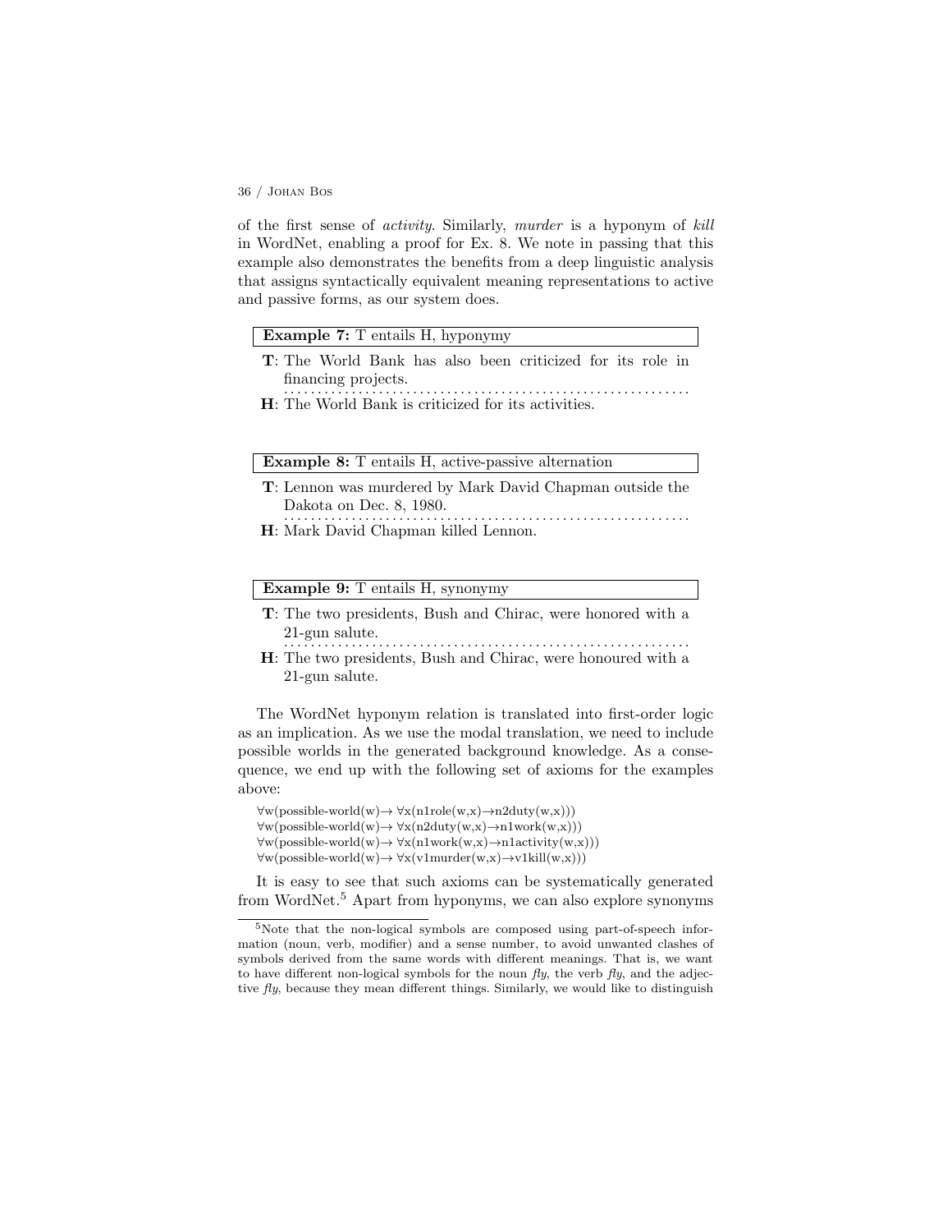of the first sense of *activity*. Similarly, *murder* is a hyponym of *kill* in WordNet, enabling a proof for Ex. 8. We note in passing that this example also demonstrates the benefits from a deep linguistic analysis that assigns syntactically equivalent meaning representations to active and passive forms, as our system does.

**Example 7:** T entails H, hyponymy

**T**: The World Bank has also been criticized for its role in financing projects.

**H**: The World Bank is criticized for its activities.

**Example 8:** T entails H, active-passive alternation

**T**: Lennon was murdered by Mark David Chapman outside the Dakota on Dec. 8, 1980.

**H**: Mark David Chapman killed Lennon.

**Example 9:** T entails H, synonymy

**T**: The two presidents, Bush and Chirac, were honored with a 21-gun salute.

**H**: The two presidents, Bush and Chirac, were honoured with a 21-gun salute.

The WordNet hyponym relation is translated into first-order logic as an implication. As we use the modal translation, we need to include possible worlds in the generated background knowledge. As a consequence, we end up with the following set of axioms for the examples above:

$\forall$w(possible-world(w)$\rightarrow$ $\forall$x(n1role(w,x)$\rightarrow$n2duty(w,x)))
$\forall$w(possible-world(w)$\rightarrow$ $\forall$x(n2duty(w,x)$\rightarrow$n1work(w,x)))
$\forall$w(possible-world(w)$\rightarrow$ $\forall$x(n1work(w,x)$\rightarrow$n1activity(w,x)))
$\forall$w(possible-world(w)$\rightarrow$ $\forall$x(v1murder(w,x)$\rightarrow$v1kill(w,x)))

It is easy to see that such axioms can be systematically generated from WordNet.[5] Apart from hyponyms, we can also explore synonyms

[5]Note that the non-logical symbols are composed using part-of-speech information (noun, verb, modifier) and a sense number, to avoid unwanted clashes of symbols derived from the same words with different meanings. That is, we want to have different non-logical symbols for the noun *fly*, the verb *fly*, and the adjective *fly*, because they mean different things. Similarly, we would like to distinguish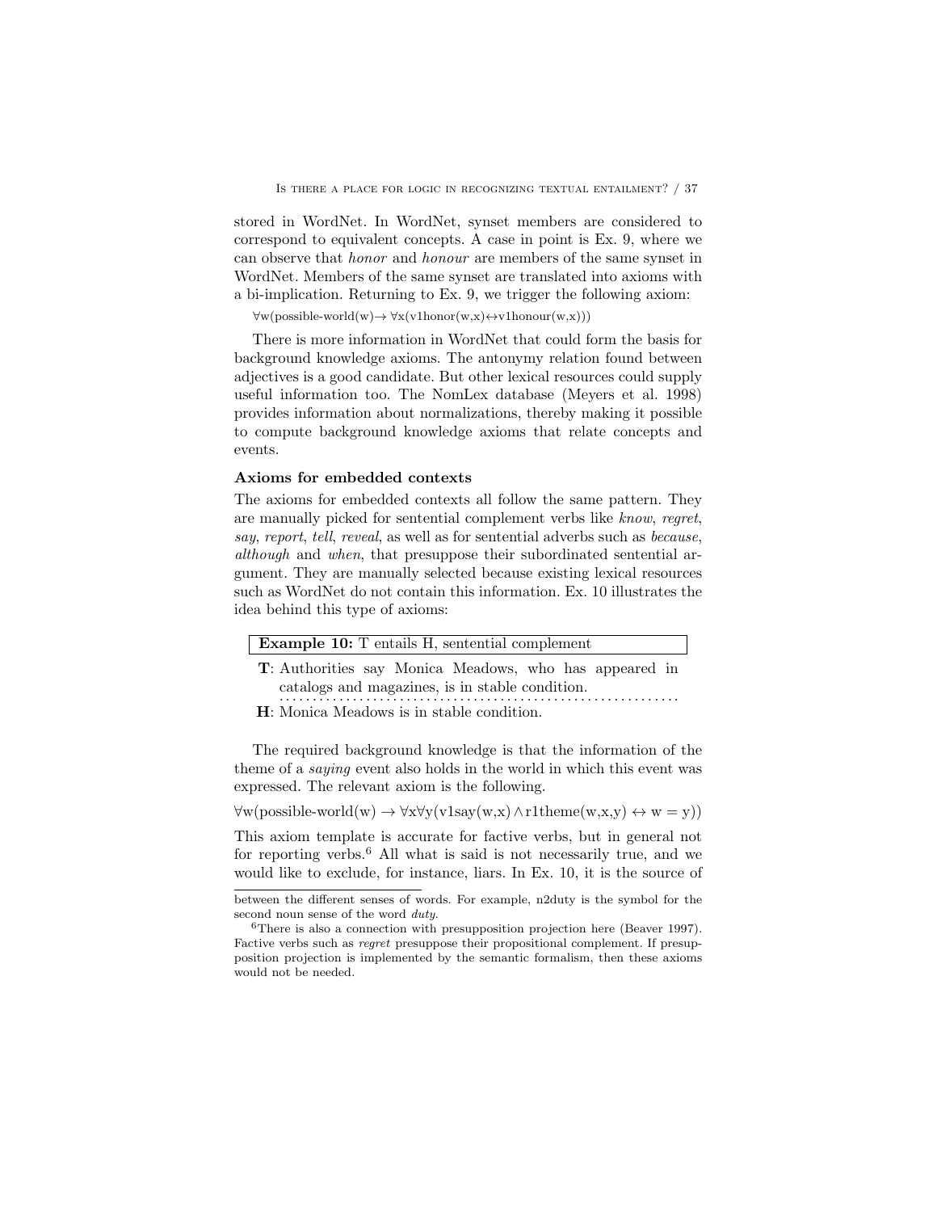stored in WordNet. In WordNet, synset members are considered to correspond to equivalent concepts. A case in point is Ex. 9, where we can observe that *honor* and *honour* are members of the same synset in WordNet. Members of the same synset are translated into axioms with a bi-implication. Returning to Ex. 9, we trigger the following axiom:

$\forall$w(possible-world(w)$\rightarrow$ $\forall$x(v1honor(w,x)$\leftrightarrow$v1honour(w,x)))

There is more information in WordNet that could form the basis for background knowledge axioms. The antonymy relation found between adjectives is a good candidate. But other lexical resources could supply useful information too. The NomLex database (Meyers et al. 1998) provides information about normalizations, thereby making it possible to compute background knowledge axioms that relate concepts and events.

### Axioms for embedded contexts

The axioms for embedded contexts all follow the same pattern. They are manually picked for sentential complement verbs like *know*, *regret*, *say*, *report*, *tell*, *reveal*, as well as for sentential adverbs such as *because*, *although* and *when*, that presuppose their subordinated sentential argument. They are manually selected because existing lexical resources such as WordNet do not contain this information. Ex. 10 illustrates the idea behind this type of axioms:

**Example 10:** T entails H, sentential complement

**T**: Authorities say Monica Meadows, who has appeared in catalogs and magazines, is in stable condition.

**H**: Monica Meadows is in stable condition.

The required background knowledge is that the information of the theme of a *saying* event also holds in the world in which this event was expressed. The relevant axiom is the following.

$\forall$w(possible-world(w) $\rightarrow$ $\forall$x$\forall$y(v1say(w,x) $\wedge$ r1theme(w,x,y) $\leftrightarrow$ w = y))

This axiom template is accurate for factive verbs, but in general not for reporting verbs.[6] All what is said is not necessarily true, and we would like to exclude, for instance, liars. In Ex. 10, it is the source of

between the different senses of words. For example, n2duty is the symbol for the second noun sense of the word *duty*.

[6]There is also a connection with presupposition projection here (Beaver 1997). Factive verbs such as *regret* presuppose their propositional complement. If presupposition projection is implemented by the semantic formalism, then these axioms would not be needed.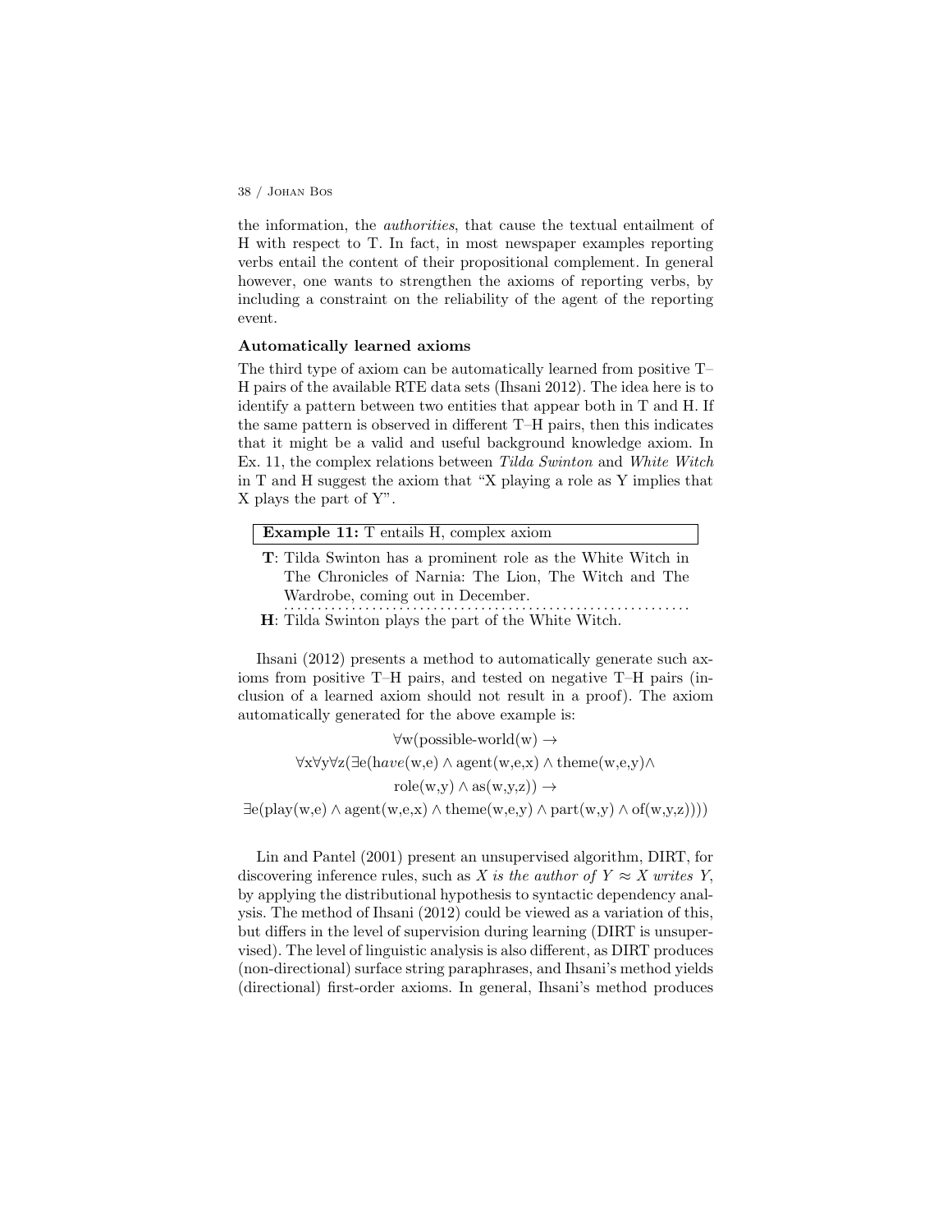the information, the *authorities*, that cause the textual entailment of H with respect to T. In fact, in most newspaper examples reporting verbs entail the content of their propositional complement. In general however, one wants to strengthen the axioms of reporting verbs, by including a constraint on the reliability of the agent of the reporting event.

**Automatically learned axioms**

The third type of axiom can be automatically learned from positive T–H pairs of the available RTE data sets (Ihsani 2012). The idea here is to identify a pattern between two entities that appear both in T and H. If the same pattern is observed in different T–H pairs, then this indicates that it might be a valid and useful background knowledge axiom. In Ex. 11, the complex relations between *Tilda Swinton* and *White Witch* in T and H suggest the axiom that "X playing a role as Y implies that X plays the part of Y".

**Example 11:** T entails H, complex axiom

**T**: Tilda Swinton has a prominent role as the White Witch in The Chronicles of Narnia: The Lion, The Witch and The Wardrobe, coming out in December.

**H**: Tilda Swinton plays the part of the White Witch.

Ihsani (2012) presents a method to automatically generate such axioms from positive T–H pairs, and tested on negative T–H pairs (inclusion of a learned axiom should not result in a proof). The axiom automatically generated for the above example is:

$$\forall \text{w}(\text{possible-world(w)} \rightarrow$$
$$\forall \text{x}\forall \text{y}\forall \text{z}(\exists \text{e}(\text{h}ave\text{(w,e)} \wedge \text{agent(w,e,x)} \wedge \text{theme(w,e,y)} \wedge$$
$$\text{role(w,y)} \wedge \text{as(w,y,z)}) \rightarrow$$
$$\exists \text{e}(\text{play(w,e)} \wedge \text{agent(w,e,x)} \wedge \text{theme(w,e,y)} \wedge \text{part(w,y)} \wedge \text{of(w,y,z)})))$$

Lin and Pantel (2001) present an unsupervised algorithm, DIRT, for discovering inference rules, such as *X is the author of Y ≈ X writes Y*, by applying the distributional hypothesis to syntactic dependency analysis. The method of Ihsani (2012) could be viewed as a variation of this, but differs in the level of supervision during learning (DIRT is unsupervised). The level of linguistic analysis is also different, as DIRT produces (non-directional) surface string paraphrases, and Ihsani's method yields (directional) first-order axioms. In general, Ihsani's method produces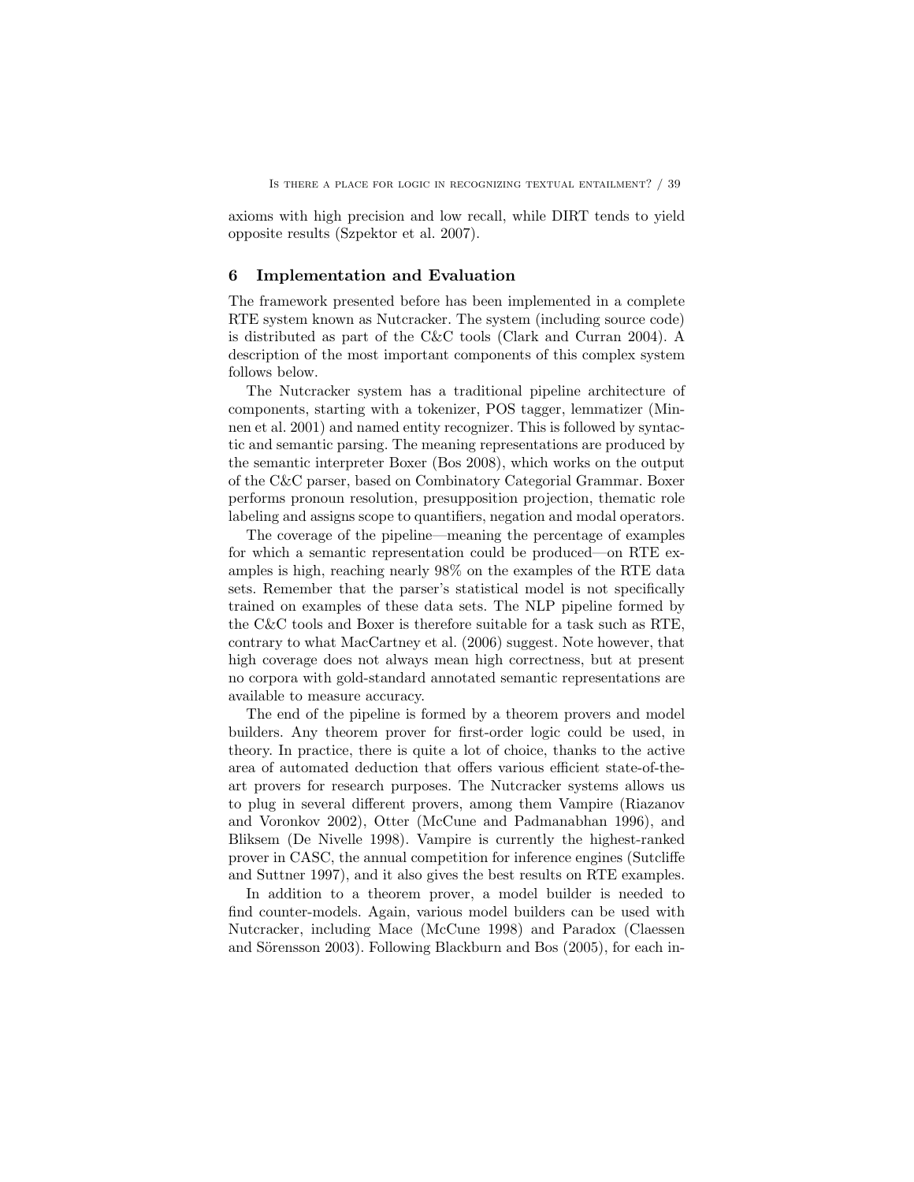axioms with high precision and low recall, while DIRT tends to yield opposite results (Szpektor et al. 2007).

## 6 Implementation and Evaluation

The framework presented before has been implemented in a complete RTE system known as Nutcracker. The system (including source code) is distributed as part of the C&C tools (Clark and Curran 2004). A description of the most important components of this complex system follows below.

The Nutcracker system has a traditional pipeline architecture of components, starting with a tokenizer, POS tagger, lemmatizer (Minnen et al. 2001) and named entity recognizer. This is followed by syntactic and semantic parsing. The meaning representations are produced by the semantic interpreter Boxer (Bos 2008), which works on the output of the C&C parser, based on Combinatory Categorial Grammar. Boxer performs pronoun resolution, presupposition projection, thematic role labeling and assigns scope to quantifiers, negation and modal operators.

The coverage of the pipeline—meaning the percentage of examples for which a semantic representation could be produced—on RTE examples is high, reaching nearly 98% on the examples of the RTE data sets. Remember that the parser's statistical model is not specifically trained on examples of these data sets. The NLP pipeline formed by the C&C tools and Boxer is therefore suitable for a task such as RTE, contrary to what MacCartney et al. (2006) suggest. Note however, that high coverage does not always mean high correctness, but at present no corpora with gold-standard annotated semantic representations are available to measure accuracy.

The end of the pipeline is formed by a theorem provers and model builders. Any theorem prover for first-order logic could be used, in theory. In practice, there is quite a lot of choice, thanks to the active area of automated deduction that offers various efficient state-of-the-art provers for research purposes. The Nutcracker systems allows us to plug in several different provers, among them Vampire (Riazanov and Voronkov 2002), Otter (McCune and Padmanabhan 1996), and Bliksem (De Nivelle 1998). Vampire is currently the highest-ranked prover in CASC, the annual competition for inference engines (Sutcliffe and Suttner 1997), and it also gives the best results on RTE examples.

In addition to a theorem prover, a model builder is needed to find counter-models. Again, various model builders can be used with Nutcracker, including Mace (McCune 1998) and Paradox (Claessen and Sörensson 2003). Following Blackburn and Bos (2005), for each in-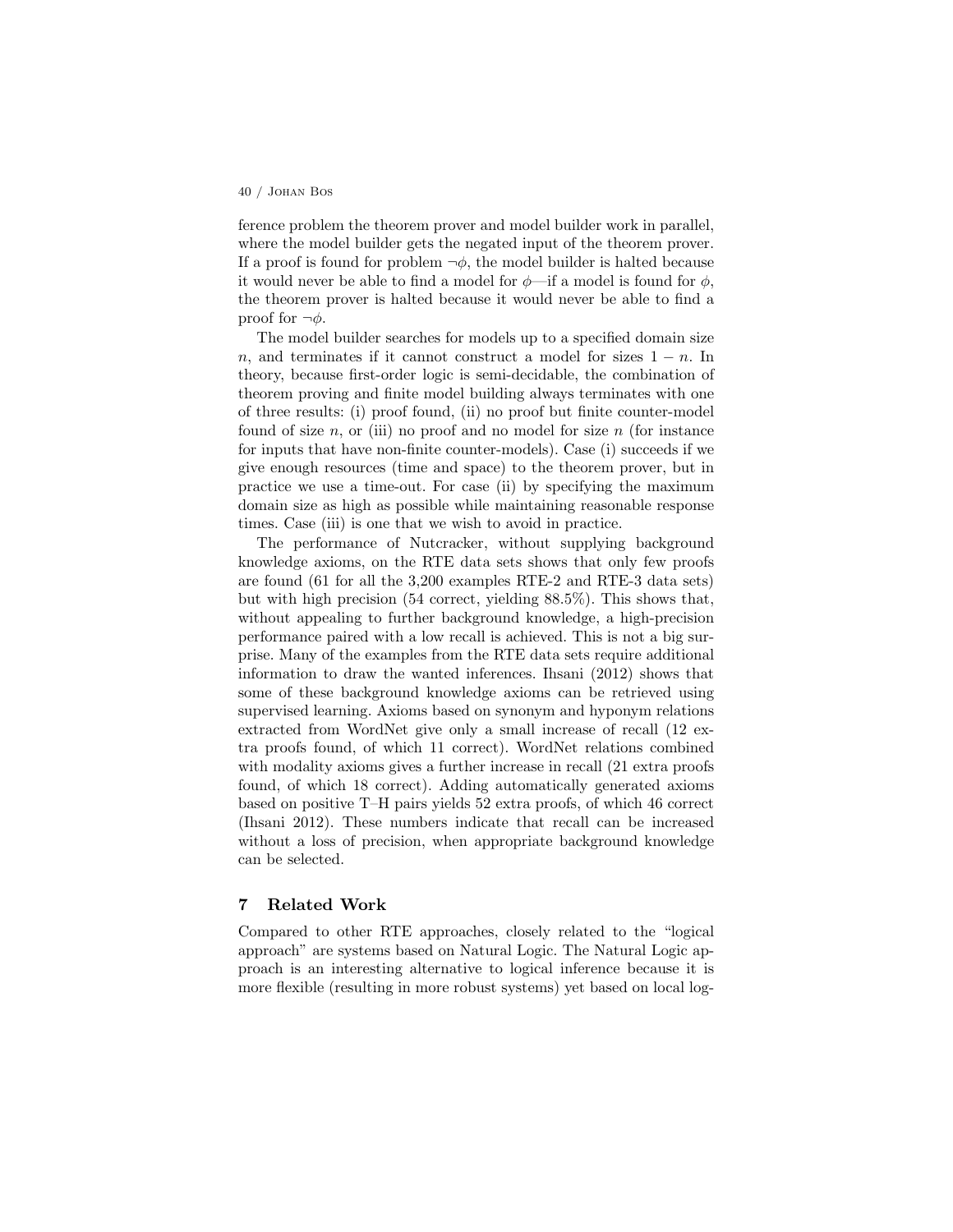ference problem the theorem prover and model builder work in parallel, where the model builder gets the negated input of the theorem prover. If a proof is found for problem $\neg\phi$, the model builder is halted because it would never be able to find a model for $\phi$—if a model is found for $\phi$, the theorem prover is halted because it would never be able to find a proof for $\neg\phi$.

The model builder searches for models up to a specified domain size $n$, and terminates if it cannot construct a model for sizes $1 - n$. In theory, because first-order logic is semi-decidable, the combination of theorem proving and finite model building always terminates with one of three results: (i) proof found, (ii) no proof but finite counter-model found of size $n$, or (iii) no proof and no model for size $n$ (for instance for inputs that have non-finite counter-models). Case (i) succeeds if we give enough resources (time and space) to the theorem prover, but in practice we use a time-out. For case (ii) by specifying the maximum domain size as high as possible while maintaining reasonable response times. Case (iii) is one that we wish to avoid in practice.

The performance of Nutcracker, without supplying background knowledge axioms, on the RTE data sets shows that only few proofs are found (61 for all the 3,200 examples RTE-2 and RTE-3 data sets) but with high precision (54 correct, yielding 88.5%). This shows that, without appealing to further background knowledge, a high-precision performance paired with a low recall is achieved. This is not a big surprise. Many of the examples from the RTE data sets require additional information to draw the wanted inferences. Ihsani (2012) shows that some of these background knowledge axioms can be retrieved using supervised learning. Axioms based on synonym and hyponym relations extracted from WordNet give only a small increase of recall (12 extra proofs found, of which 11 correct). WordNet relations combined with modality axioms gives a further increase in recall (21 extra proofs found, of which 18 correct). Adding automatically generated axioms based on positive T–H pairs yields 52 extra proofs, of which 46 correct (Ihsani 2012). These numbers indicate that recall can be increased without a loss of precision, when appropriate background knowledge can be selected.

## 7 Related Work

Compared to other RTE approaches, closely related to the "logical approach" are systems based on Natural Logic. The Natural Logic approach is an interesting alternative to logical inference because it is more flexible (resulting in more robust systems) yet based on local log-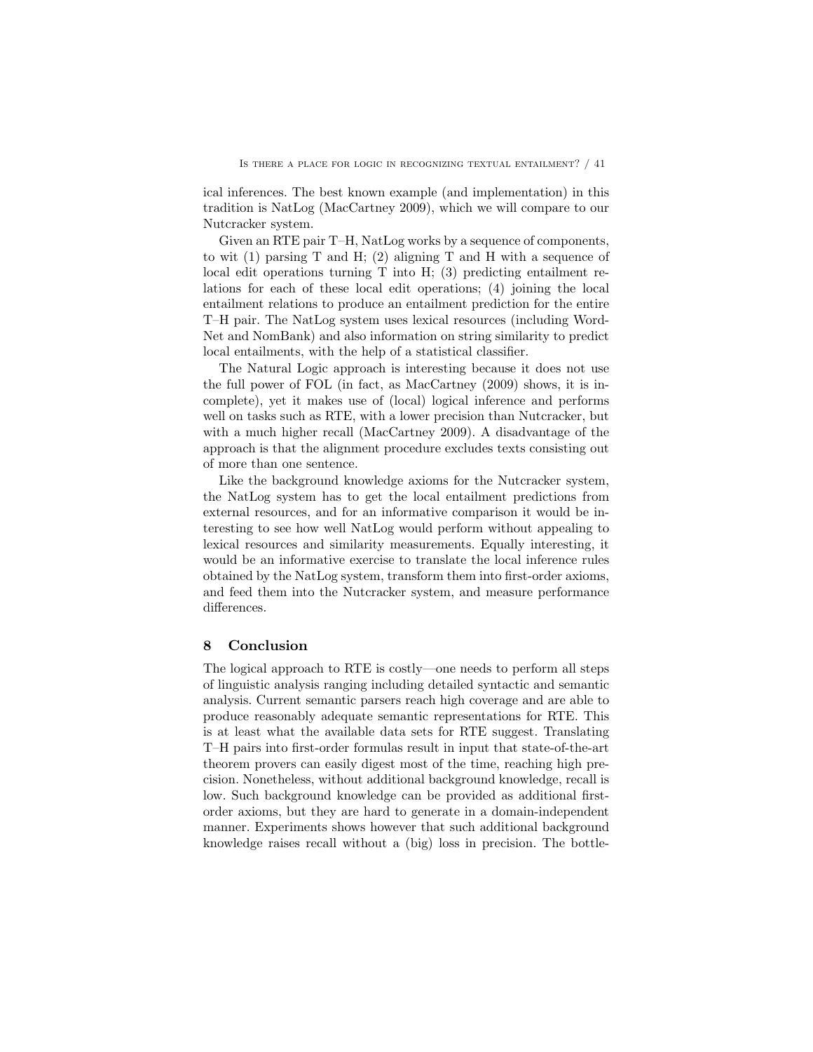ical inferences. The best known example (and implementation) in this tradition is NatLog (MacCartney 2009), which we will compare to our Nutcracker system.

Given an RTE pair T–H, NatLog works by a sequence of components, to wit (1) parsing T and H; (2) aligning T and H with a sequence of local edit operations turning T into H; (3) predicting entailment relations for each of these local edit operations; (4) joining the local entailment relations to produce an entailment prediction for the entire T–H pair. The NatLog system uses lexical resources (including WordNet and NomBank) and also information on string similarity to predict local entailments, with the help of a statistical classifier.

The Natural Logic approach is interesting because it does not use the full power of FOL (in fact, as MacCartney (2009) shows, it is incomplete), yet it makes use of (local) logical inference and performs well on tasks such as RTE, with a lower precision than Nutcracker, but with a much higher recall (MacCartney 2009). A disadvantage of the approach is that the alignment procedure excludes texts consisting out of more than one sentence.

Like the background knowledge axioms for the Nutcracker system, the NatLog system has to get the local entailment predictions from external resources, and for an informative comparison it would be interesting to see how well NatLog would perform without appealing to lexical resources and similarity measurements. Equally interesting, it would be an informative exercise to translate the local inference rules obtained by the NatLog system, transform them into first-order axioms, and feed them into the Nutcracker system, and measure performance differences.

## 8 Conclusion

The logical approach to RTE is costly—one needs to perform all steps of linguistic analysis ranging including detailed syntactic and semantic analysis. Current semantic parsers reach high coverage and are able to produce reasonably adequate semantic representations for RTE. This is at least what the available data sets for RTE suggest. Translating T–H pairs into first-order formulas result in input that state-of-the-art theorem provers can easily digest most of the time, reaching high precision. Nonetheless, without additional background knowledge, recall is low. Such background knowledge can be provided as additional first-order axioms, but they are hard to generate in a domain-independent manner. Experiments shows however that such additional background knowledge raises recall without a (big) loss in precision. The bottle-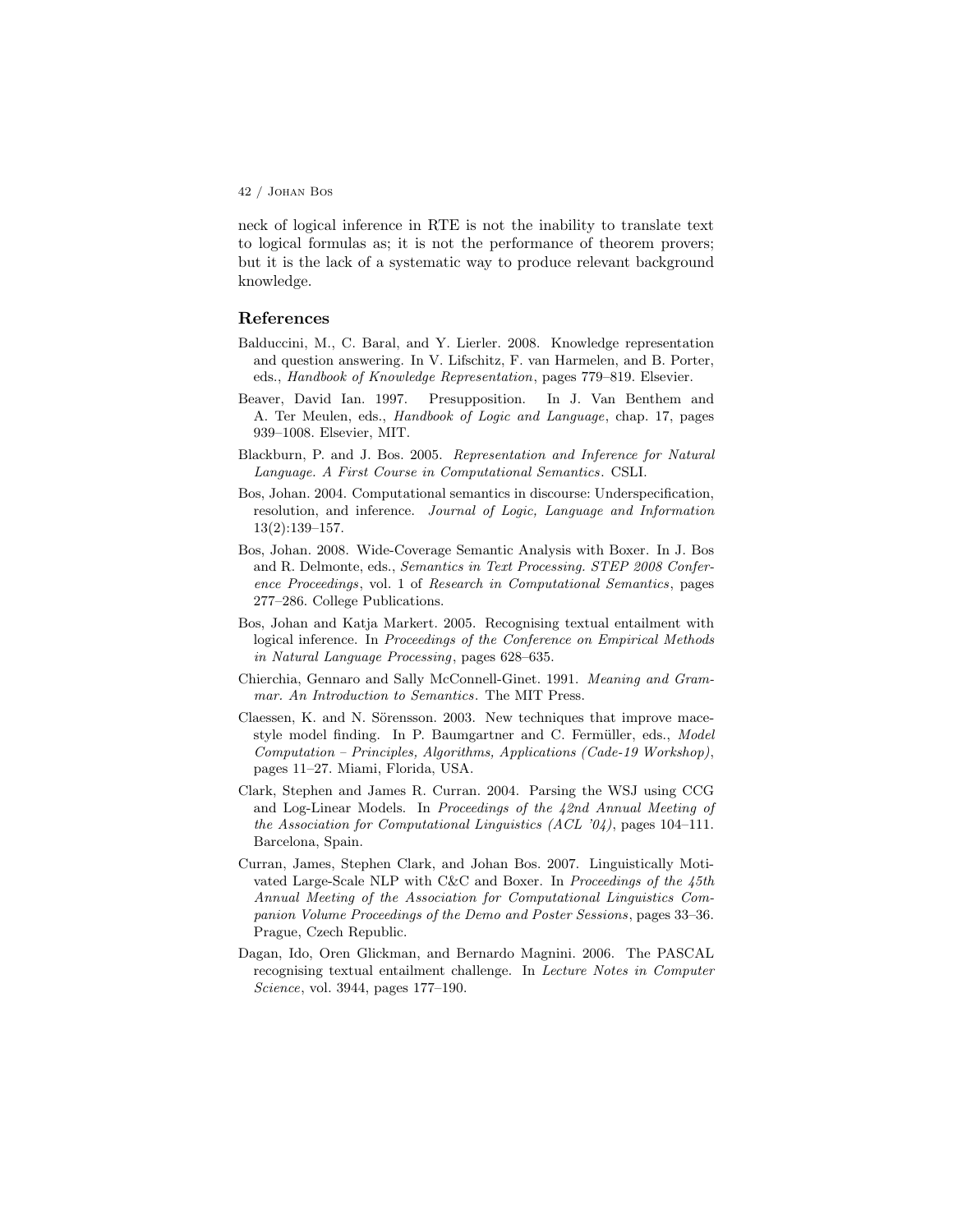neck of logical inference in RTE is not the inability to translate text to logical formulas as; it is not the performance of theorem provers; but it is the lack of a systematic way to produce relevant background knowledge.

## References

Balduccini, M., C. Baral, and Y. Lierler. 2008. Knowledge representation and question answering. In V. Lifschitz, F. van Harmelen, and B. Porter, eds., *Handbook of Knowledge Representation*, pages 779–819. Elsevier.

Beaver, David Ian. 1997. Presupposition. In J. Van Benthem and A. Ter Meulen, eds., *Handbook of Logic and Language*, chap. 17, pages 939–1008. Elsevier, MIT.

Blackburn, P. and J. Bos. 2005. *Representation and Inference for Natural Language. A First Course in Computational Semantics*. CSLI.

Bos, Johan. 2004. Computational semantics in discourse: Underspecification, resolution, and inference. *Journal of Logic, Language and Information* 13(2):139–157.

Bos, Johan. 2008. Wide-Coverage Semantic Analysis with Boxer. In J. Bos and R. Delmonte, eds., *Semantics in Text Processing. STEP 2008 Conference Proceedings*, vol. 1 of *Research in Computational Semantics*, pages 277–286. College Publications.

Bos, Johan and Katja Markert. 2005. Recognising textual entailment with logical inference. In *Proceedings of the Conference on Empirical Methods in Natural Language Processing*, pages 628–635.

Chierchia, Gennaro and Sally McConnell-Ginet. 1991. *Meaning and Grammar. An Introduction to Semantics*. The MIT Press.

Claessen, K. and N. Sörensson. 2003. New techniques that improve mace-style model finding. In P. Baumgartner and C. Fermüller, eds., *Model Computation – Principles, Algorithms, Applications (Cade-19 Workshop)*, pages 11–27. Miami, Florida, USA.

Clark, Stephen and James R. Curran. 2004. Parsing the WSJ using CCG and Log-Linear Models. In *Proceedings of the 42nd Annual Meeting of the Association for Computational Linguistics (ACL '04)*, pages 104–111. Barcelona, Spain.

Curran, James, Stephen Clark, and Johan Bos. 2007. Linguistically Motivated Large-Scale NLP with C&C and Boxer. In *Proceedings of the 45th Annual Meeting of the Association for Computational Linguistics Companion Volume Proceedings of the Demo and Poster Sessions*, pages 33–36. Prague, Czech Republic.

Dagan, Ido, Oren Glickman, and Bernardo Magnini. 2006. The PASCAL recognising textual entailment challenge. In *Lecture Notes in Computer Science*, vol. 3944, pages 177–190.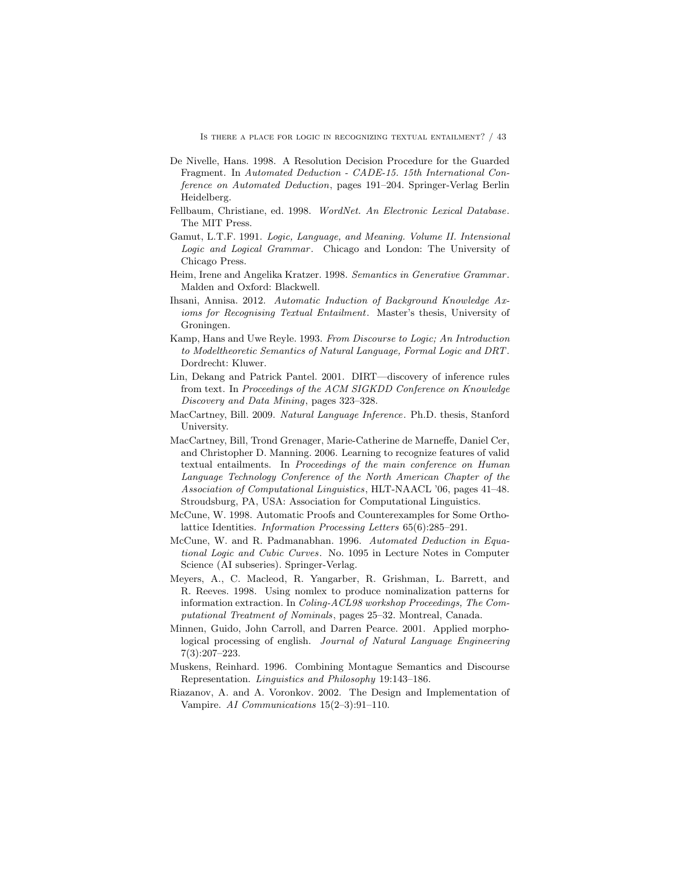De Nivelle, Hans. 1998. A Resolution Decision Procedure for the Guarded Fragment. In *Automated Deduction - CADE-15. 15th International Conference on Automated Deduction*, pages 191–204. Springer-Verlag Berlin Heidelberg.

Fellbaum, Christiane, ed. 1998. *WordNet. An Electronic Lexical Database*. The MIT Press.

Gamut, L.T.F. 1991. *Logic, Language, and Meaning. Volume II. Intensional Logic and Logical Grammar*. Chicago and London: The University of Chicago Press.

Heim, Irene and Angelika Kratzer. 1998. *Semantics in Generative Grammar*. Malden and Oxford: Blackwell.

Ihsani, Annisa. 2012. *Automatic Induction of Background Knowledge Axioms for Recognising Textual Entailment*. Master's thesis, University of Groningen.

Kamp, Hans and Uwe Reyle. 1993. *From Discourse to Logic; An Introduction to Modeltheoretic Semantics of Natural Language, Formal Logic and DRT*. Dordrecht: Kluwer.

Lin, Dekang and Patrick Pantel. 2001. DIRT—discovery of inference rules from text. In *Proceedings of the ACM SIGKDD Conference on Knowledge Discovery and Data Mining*, pages 323–328.

MacCartney, Bill. 2009. *Natural Language Inference*. Ph.D. thesis, Stanford University.

MacCartney, Bill, Trond Grenager, Marie-Catherine de Marneffe, Daniel Cer, and Christopher D. Manning. 2006. Learning to recognize features of valid textual entailments. In *Proceedings of the main conference on Human Language Technology Conference of the North American Chapter of the Association of Computational Linguistics*, HLT-NAACL '06, pages 41–48. Stroudsburg, PA, USA: Association for Computational Linguistics.

McCune, W. 1998. Automatic Proofs and Counterexamples for Some Ortholattice Identities. *Information Processing Letters* 65(6):285–291.

McCune, W. and R. Padmanabhan. 1996. *Automated Deduction in Equational Logic and Cubic Curves*. No. 1095 in Lecture Notes in Computer Science (AI subseries). Springer-Verlag.

Meyers, A., C. Macleod, R. Yangarber, R. Grishman, L. Barrett, and R. Reeves. 1998. Using nomlex to produce nominalization patterns for information extraction. In *Coling-ACL98 workshop Proceedings, The Computational Treatment of Nominals*, pages 25–32. Montreal, Canada.

Minnen, Guido, John Carroll, and Darren Pearce. 2001. Applied morphological processing of english. *Journal of Natural Language Engineering* 7(3):207–223.

Muskens, Reinhard. 1996. Combining Montague Semantics and Discourse Representation. *Linguistics and Philosophy* 19:143–186.

Riazanov, A. and A. Voronkov. 2002. The Design and Implementation of Vampire. *AI Communications* 15(2–3):91–110.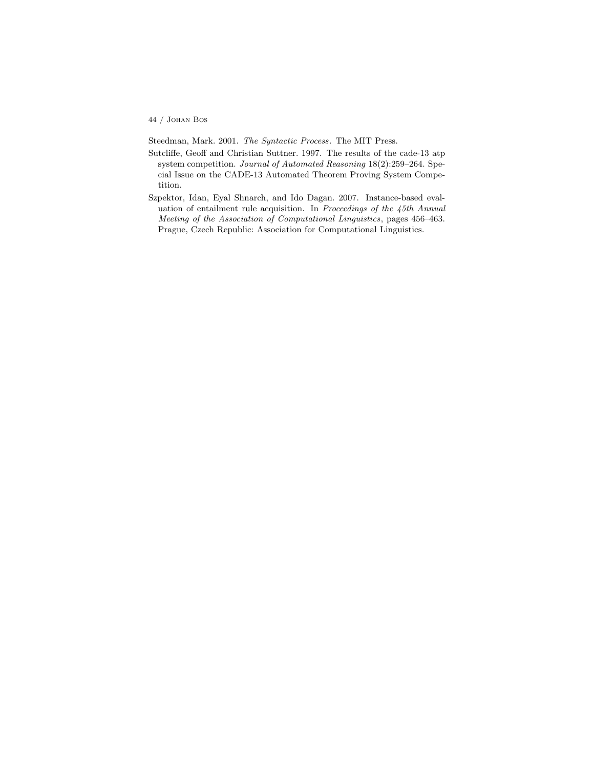Steedman, Mark. 2001. *The Syntactic Process*. The MIT Press.

Sutcliffe, Geoff and Christian Suttner. 1997. The results of the cade-13 atp system competition. *Journal of Automated Reasoning* 18(2):259–264. Special Issue on the CADE-13 Automated Theorem Proving System Competition.

Szpektor, Idan, Eyal Shnarch, and Ido Dagan. 2007. Instance-based evaluation of entailment rule acquisition. In *Proceedings of the 45th Annual Meeting of the Association of Computational Linguistics*, pages 456–463. Prague, Czech Republic: Association for Computational Linguistics.